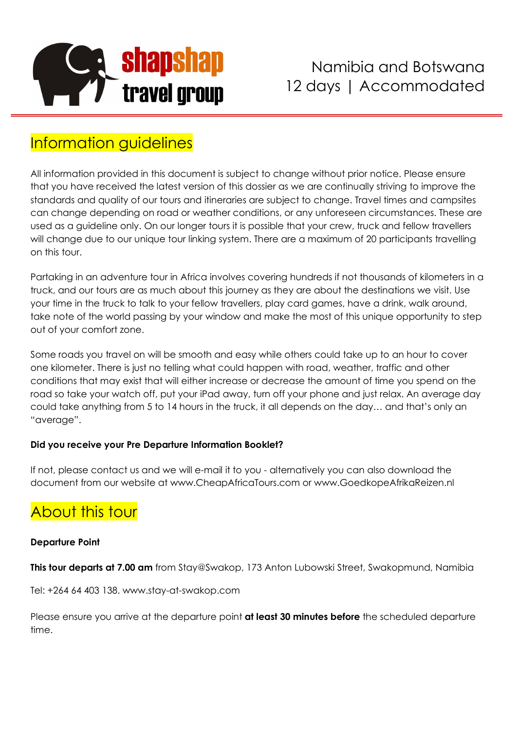shapshap travel group

# Namibia and Botswana
12 days | Accommodated

## Information guidelines

All information provided in this document is subject to change without prior notice. Please ensure that you have received the latest version of this dossier as we are continually striving to improve the standards and quality of our tours and itineraries are subject to change. Travel times and campsites can change depending on road or weather conditions, or any unforeseen circumstances. These are used as a guideline only. On our longer tours it is possible that your crew, truck and fellow travellers will change due to our unique tour linking system. There are a maximum of 20 participants travelling on this tour.

Partaking in an adventure tour in Africa involves covering hundreds if not thousands of kilometers in a truck, and our tours are as much about this journey as they are about the destinations we visit. Use your time in the truck to talk to your fellow travellers, play card games, have a drink, walk around, take note of the world passing by your window and make the most of this unique opportunity to step out of your comfort zone.

Some roads you travel on will be smooth and easy while others could take up to an hour to cover one kilometer. There is just no telling what could happen with road, weather, traffic and other conditions that may exist that will either increase or decrease the amount of time you spend on the road so take your watch off, put your iPad away, turn off your phone and just relax. An average day could take anything from 5 to 14 hours in the truck, it all depends on the day… and that's only an "average".

**Did you receive your Pre Departure Information Booklet?**

If not, please contact us and we will e-mail it to you - alternatively you can also download the document from our website at www.CheapAfricaTours.com or www.GoedkopeAfrikaReizen.nl

## About this tour

**Departure Point**

**This tour departs at 7.00 am** from Stay@Swakop, 173 Anton Lubowski Street, Swakopmund, Namibia

Tel: +264 64 403 138. www.stay-at-swakop.com

Please ensure you arrive at the departure point **at least 30 minutes before** the scheduled departure time.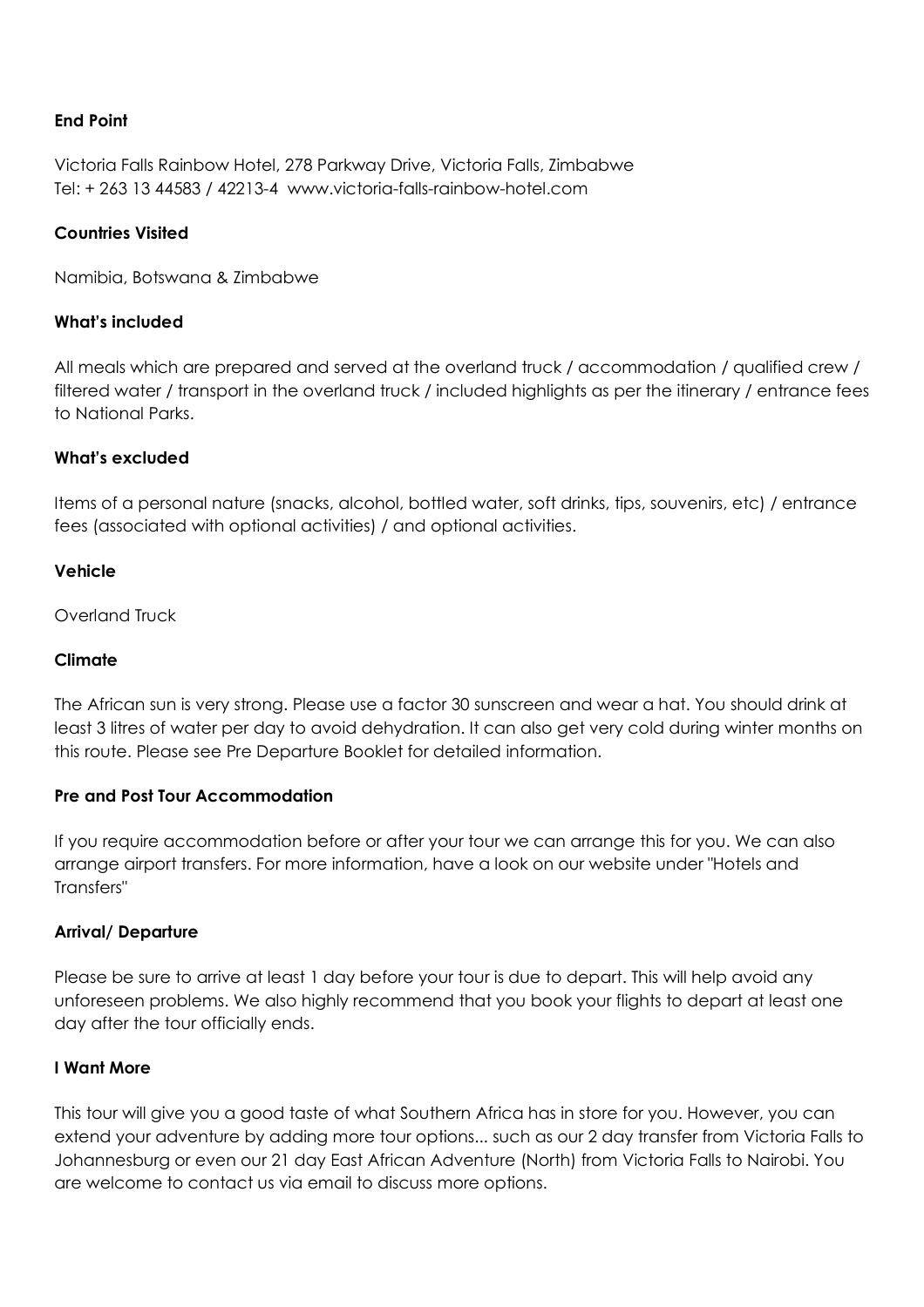**End Point**

Victoria Falls Rainbow Hotel, 278 Parkway Drive, Victoria Falls, Zimbabwe
Tel: + 263 13 44583 / 42213-4 www.victoria-falls-rainbow-hotel.com

**Countries Visited**

Namibia, Botswana & Zimbabwe

**What's included**

All meals which are prepared and served at the overland truck / accommodation / qualified crew / filtered water / transport in the overland truck / included highlights as per the itinerary / entrance fees to National Parks.

**What's excluded**

Items of a personal nature (snacks, alcohol, bottled water, soft drinks, tips, souvenirs, etc) / entrance fees (associated with optional activities) / and optional activities.

**Vehicle**

Overland Truck

**Climate**

The African sun is very strong. Please use a factor 30 sunscreen and wear a hat. You should drink at least 3 litres of water per day to avoid dehydration. It can also get very cold during winter months on this route. Please see Pre Departure Booklet for detailed information.

**Pre and Post Tour Accommodation**

If you require accommodation before or after your tour we can arrange this for you. We can also arrange airport transfers. For more information, have a look on our website under "Hotels and Transfers"

**Arrival/ Departure**

Please be sure to arrive at least 1 day before your tour is due to depart. This will help avoid any unforeseen problems. We also highly recommend that you book your flights to depart at least one day after the tour officially ends.

**I Want More**

This tour will give you a good taste of what Southern Africa has in store for you. However, you can extend your adventure by adding more tour options... such as our 2 day transfer from Victoria Falls to Johannesburg or even our 21 day East African Adventure (North) from Victoria Falls to Nairobi. You are welcome to contact us via email to discuss more options.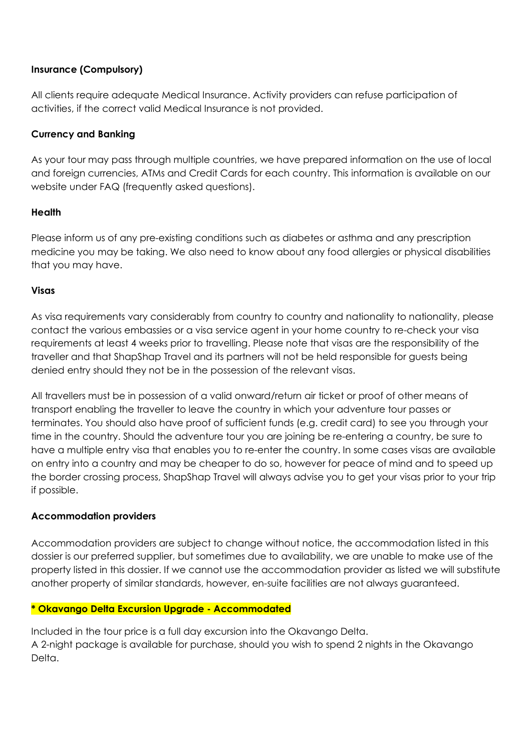**Insurance (Compulsory)**

All clients require adequate Medical Insurance. Activity providers can refuse participation of activities, if the correct valid Medical Insurance is not provided.

**Currency and Banking**

As your tour may pass through multiple countries, we have prepared information on the use of local and foreign currencies, ATMs and Credit Cards for each country. This information is available on our website under FAQ (frequently asked questions).

**Health**

Please inform us of any pre-existing conditions such as diabetes or asthma and any prescription medicine you may be taking. We also need to know about any food allergies or physical disabilities that you may have.

**Visas**

As visa requirements vary considerably from country to country and nationality to nationality, please contact the various embassies or a visa service agent in your home country to re-check your visa requirements at least 4 weeks prior to travelling. Please note that visas are the responsibility of the traveller and that ShapShap Travel and its partners will not be held responsible for guests being denied entry should they not be in the possession of the relevant visas.

All travellers must be in possession of a valid onward/return air ticket or proof of other means of transport enabling the traveller to leave the country in which your adventure tour passes or terminates. You should also have proof of sufficient funds (e.g. credit card) to see you through your time in the country. Should the adventure tour you are joining be re-entering a country, be sure to have a multiple entry visa that enables you to re-enter the country. In some cases visas are available on entry into a country and may be cheaper to do so, however for peace of mind and to speed up the border crossing process, ShapShap Travel will always advise you to get your visas prior to your trip if possible.

**Accommodation providers**

Accommodation providers are subject to change without notice, the accommodation listed in this dossier is our preferred supplier, but sometimes due to availability, we are unable to make use of the property listed in this dossier. If we cannot use the accommodation provider as listed we will substitute another property of similar standards, however, en-suite facilities are not always guaranteed.

**\* Okavango Delta Excursion Upgrade - Accommodated**

Included in the tour price is a full day excursion into the Okavango Delta.
A 2-night package is available for purchase, should you wish to spend 2 nights in the Okavango Delta.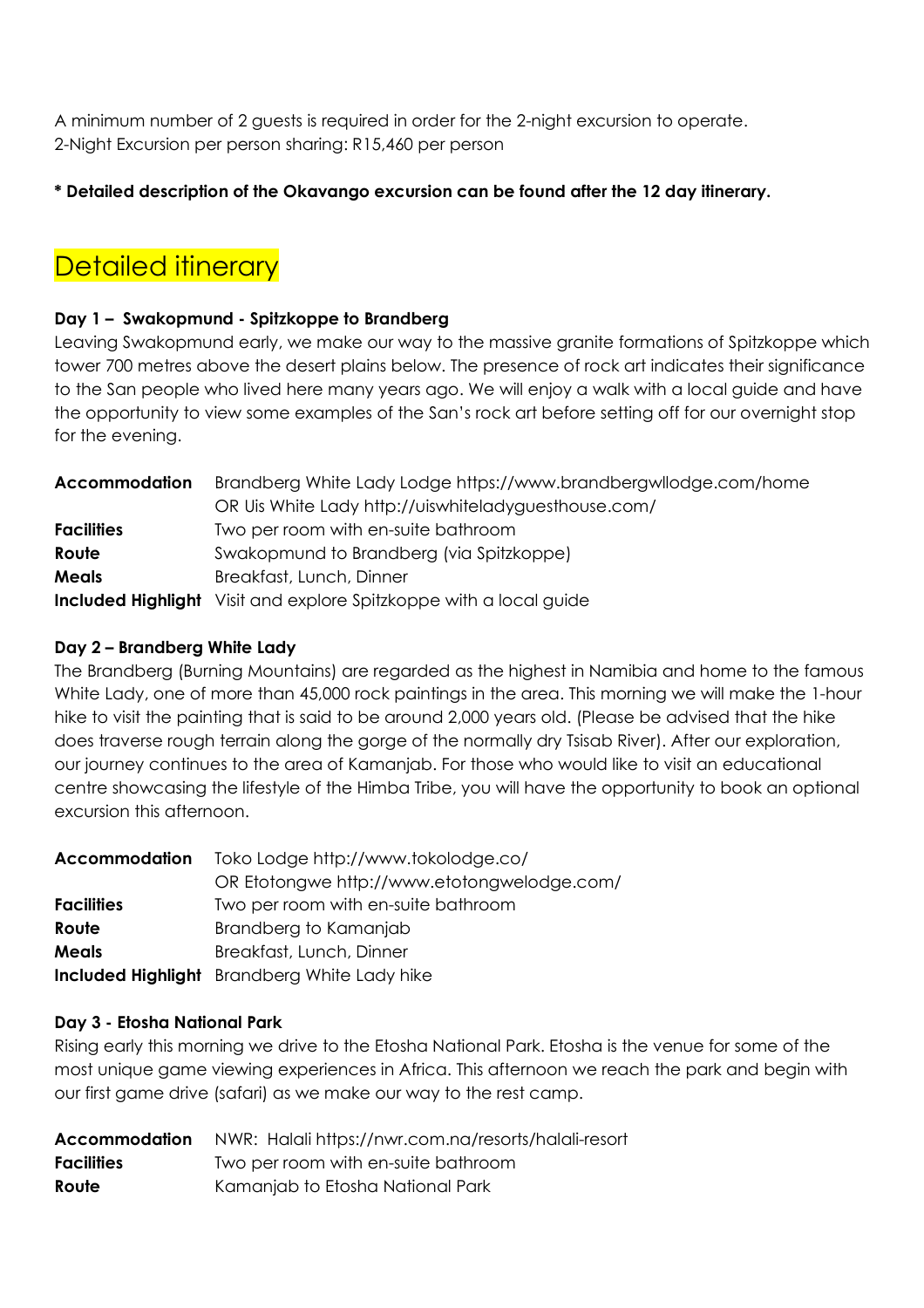A minimum number of 2 guests is required in order for the 2-night excursion to operate.
2-Night Excursion per person sharing: R15,460 per person

**\* Detailed description of the Okavango excursion can be found after the 12 day itinerary.**

# Detailed itinerary

### Day 1 – Swakopmund - Spitzkoppe to Brandberg

Leaving Swakopmund early, we make our way to the massive granite formations of Spitzkoppe which tower 700 metres above the desert plains below. The presence of rock art indicates their significance to the San people who lived here many years ago. We will enjoy a walk with a local guide and have the opportunity to view some examples of the San's rock art before setting off for our overnight stop for the evening.

| | |
|---|---|
| **Accommodation** | Brandberg White Lady Lodge https://www.brandbergwllodge.com/home<br>OR Uis White Lady http://uiswhiteladyguesthouse.com/ |
| **Facilities** | Two per room with en-suite bathroom |
| **Route** | Swakopmund to Brandberg (via Spitzkoppe) |
| **Meals** | Breakfast, Lunch, Dinner |
| **Included Highlight** | Visit and explore Spitzkoppe with a local guide |

### Day 2 – Brandberg White Lady

The Brandberg (Burning Mountains) are regarded as the highest in Namibia and home to the famous White Lady, one of more than 45,000 rock paintings in the area. This morning we will make the 1-hour hike to visit the painting that is said to be around 2,000 years old. (Please be advised that the hike does traverse rough terrain along the gorge of the normally dry Tsisab River). After our exploration, our journey continues to the area of Kamanjab. For those who would like to visit an educational centre showcasing the lifestyle of the Himba Tribe, you will have the opportunity to book an optional excursion this afternoon.

| | |
|---|---|
| **Accommodation** | Toko Lodge http://www.tokolodge.co/<br>OR Etotongwe http://www.etotongwelodge.com/ |
| **Facilities** | Two per room with en-suite bathroom |
| **Route** | Brandberg to Kamanjab |
| **Meals** | Breakfast, Lunch, Dinner |
| **Included Highlight** | Brandberg White Lady hike |

### Day 3 - Etosha National Park

Rising early this morning we drive to the Etosha National Park. Etosha is the venue for some of the most unique game viewing experiences in Africa. This afternoon we reach the park and begin with our first game drive (safari) as we make our way to the rest camp.

| | |
|---|---|
| **Accommodation** | NWR: Halali https://nwr.com.na/resorts/halali-resort |
| **Facilities** | Two per room with en-suite bathroom |
| **Route** | Kamanjab to Etosha National Park |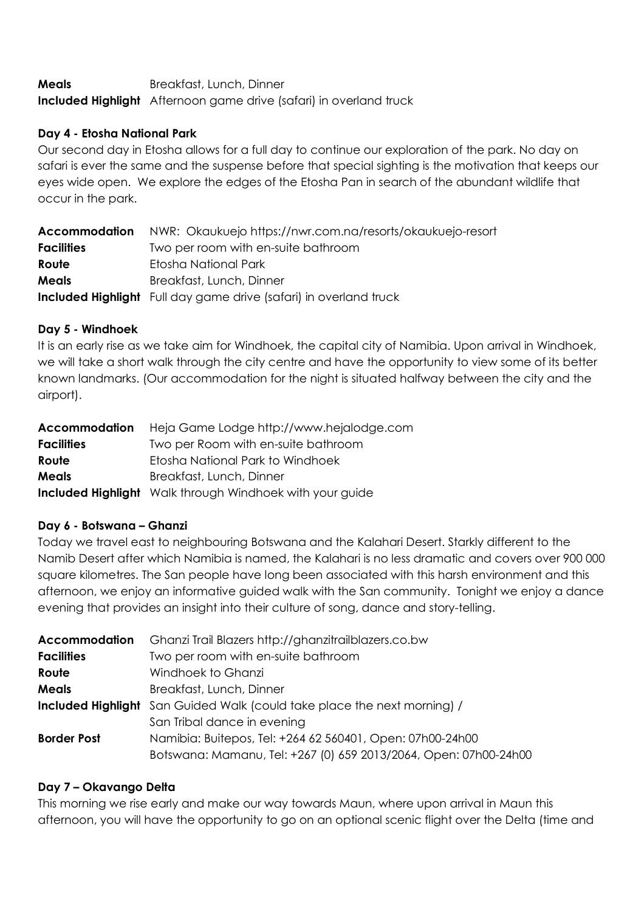| | |
|---|---|
| **Meals** | Breakfast, Lunch, Dinner |
| **Included Highlight** | Afternoon game drive (safari) in overland truck |

**Day 4 - Etosha National Park**

Our second day in Etosha allows for a full day to continue our exploration of the park. No day on safari is ever the same and the suspense before that special sighting is the motivation that keeps our eyes wide open. We explore the edges of the Etosha Pan in search of the abundant wildlife that occur in the park.

| | |
|---|---|
| **Accommodation** | NWR: Okaukuejo https://nwr.com.na/resorts/okaukuejo-resort |
| **Facilities** | Two per room with en-suite bathroom |
| **Route** | Etosha National Park |
| **Meals** | Breakfast, Lunch, Dinner |
| **Included Highlight** | Full day game drive (safari) in overland truck |

**Day 5 - Windhoek**

It is an early rise as we take aim for Windhoek, the capital city of Namibia. Upon arrival in Windhoek, we will take a short walk through the city centre and have the opportunity to view some of its better known landmarks. (Our accommodation for the night is situated halfway between the city and the airport).

| | |
|---|---|
| **Accommodation** | Heja Game Lodge http://www.hejalodge.com |
| **Facilities** | Two per Room with en-suite bathroom |
| **Route** | Etosha National Park to Windhoek |
| **Meals** | Breakfast, Lunch, Dinner |
| **Included Highlight** | Walk through Windhoek with your guide |

**Day 6 - Botswana – Ghanzi**

Today we travel east to neighbouring Botswana and the Kalahari Desert. Starkly different to the Namib Desert after which Namibia is named, the Kalahari is no less dramatic and covers over 900 000 square kilometres. The San people have long been associated with this harsh environment and this afternoon, we enjoy an informative guided walk with the San community. Tonight we enjoy a dance evening that provides an insight into their culture of song, dance and story-telling.

| | |
|---|---|
| **Accommodation** | Ghanzi Trail Blazers http://ghanzitrailblazers.co.bw |
| **Facilities** | Two per room with en-suite bathroom |
| **Route** | Windhoek to Ghanzi |
| **Meals** | Breakfast, Lunch, Dinner |
| **Included Highlight** | San Guided Walk (could take place the next morning) / San Tribal dance in evening |
| **Border Post** | Namibia: Buitepos, Tel: +264 62 560401, Open: 07h00-24h00 Botswana: Mamanu, Tel: +267 (0) 659 2013/2064, Open: 07h00-24h00 |

**Day 7 – Okavango Delta**

This morning we rise early and make our way towards Maun, where upon arrival in Maun this afternoon, you will have the opportunity to go on an optional scenic flight over the Delta (time and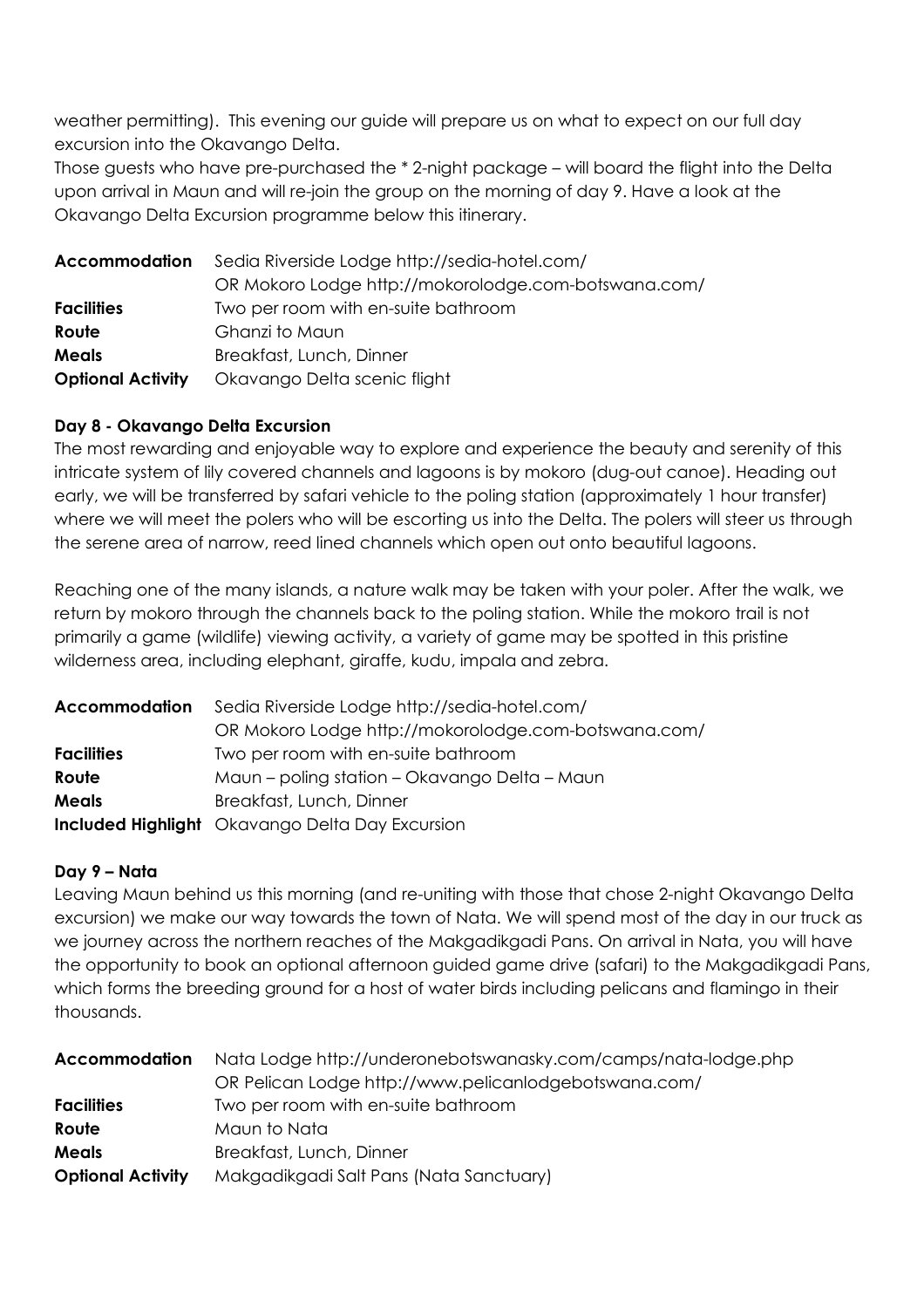weather permitting). This evening our guide will prepare us on what to expect on our full day excursion into the Okavango Delta.

Those guests who have pre-purchased the * 2-night package – will board the flight into the Delta upon arrival in Maun and will re-join the group on the morning of day 9. Have a look at the Okavango Delta Excursion programme below this itinerary.

| | |
|---|---|
| **Accommodation** | Sedia Riverside Lodge http://sedia-hotel.com/ OR Mokoro Lodge http://mokorolodge.com-botswana.com/ |
| **Facilities** | Two per room with en-suite bathroom |
| **Route** | Ghanzi to Maun |
| **Meals** | Breakfast, Lunch, Dinner |
| **Optional Activity** | Okavango Delta scenic flight |

**Day 8 - Okavango Delta Excursion**

The most rewarding and enjoyable way to explore and experience the beauty and serenity of this intricate system of lily covered channels and lagoons is by mokoro (dug-out canoe). Heading out early, we will be transferred by safari vehicle to the poling station (approximately 1 hour transfer) where we will meet the polers who will be escorting us into the Delta. The polers will steer us through the serene area of narrow, reed lined channels which open out onto beautiful lagoons.

Reaching one of the many islands, a nature walk may be taken with your poler. After the walk, we return by mokoro through the channels back to the poling station. While the mokoro trail is not primarily a game (wildlife) viewing activity, a variety of game may be spotted in this pristine wilderness area, including elephant, giraffe, kudu, impala and zebra.

| | |
|---|---|
| **Accommodation** | Sedia Riverside Lodge http://sedia-hotel.com/ OR Mokoro Lodge http://mokorolodge.com-botswana.com/ |
| **Facilities** | Two per room with en-suite bathroom |
| **Route** | Maun – poling station – Okavango Delta – Maun |
| **Meals** | Breakfast, Lunch, Dinner |
| **Included Highlight** | Okavango Delta Day Excursion |

**Day 9 – Nata**

Leaving Maun behind us this morning (and re-uniting with those that chose 2-night Okavango Delta excursion) we make our way towards the town of Nata. We will spend most of the day in our truck as we journey across the northern reaches of the Makgadikgadi Pans. On arrival in Nata, you will have the opportunity to book an optional afternoon guided game drive (safari) to the Makgadikgadi Pans, which forms the breeding ground for a host of water birds including pelicans and flamingo in their thousands.

| | |
|---|---|
| **Accommodation** | Nata Lodge http://underonebotswanasky.com/camps/nata-lodge.php OR Pelican Lodge http://www.pelicanlodgebotswana.com/ |
| **Facilities** | Two per room with en-suite bathroom |
| **Route** | Maun to Nata |
| **Meals** | Breakfast, Lunch, Dinner |
| **Optional Activity** | Makgadikgadi Salt Pans (Nata Sanctuary) |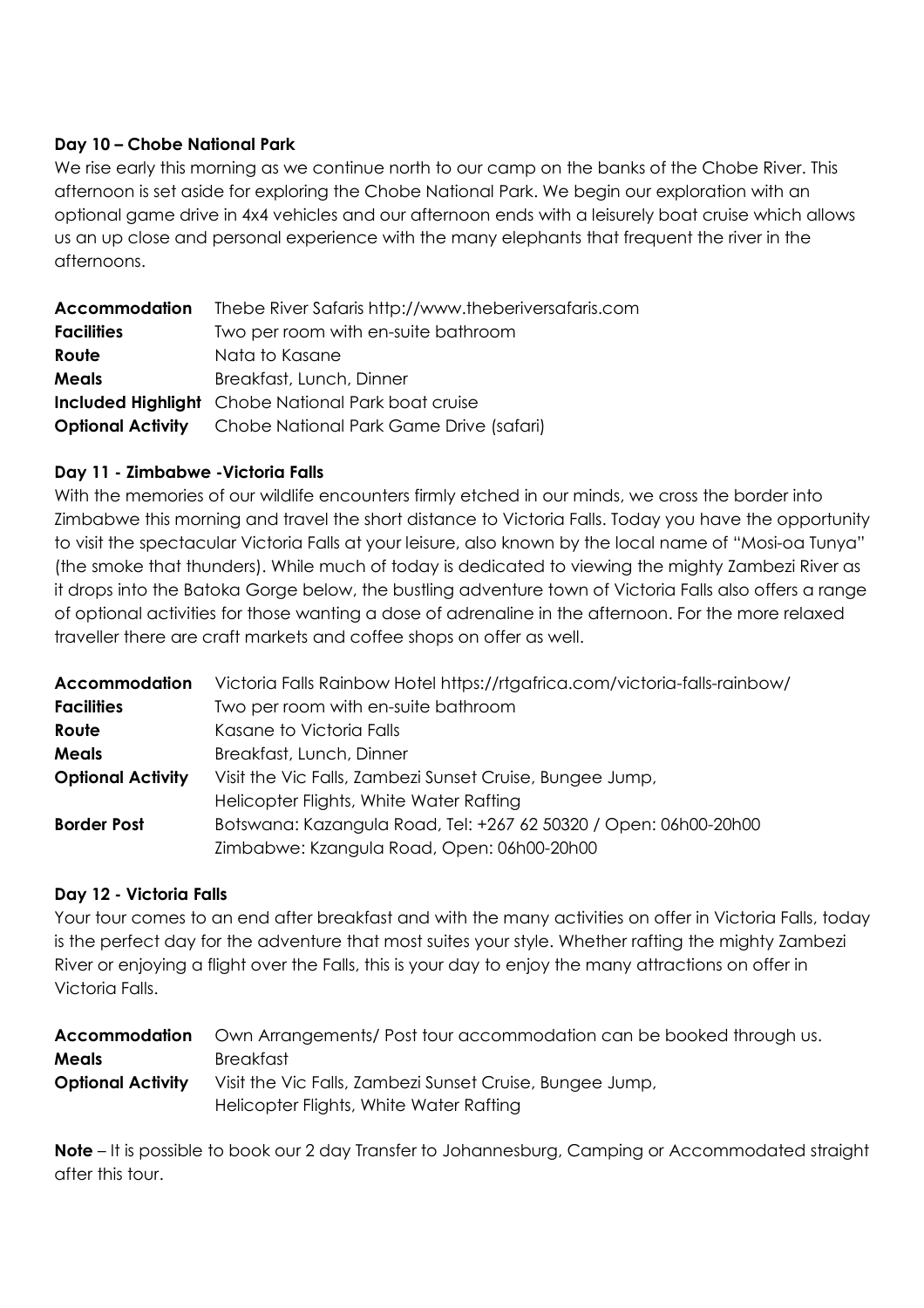### Day 10 – Chobe National Park

We rise early this morning as we continue north to our camp on the banks of the Chobe River. This afternoon is set aside for exploring the Chobe National Park. We begin our exploration with an optional game drive in 4x4 vehicles and our afternoon ends with a leisurely boat cruise which allows us an up close and personal experience with the many elephants that frequent the river in the afternoons.

| | |
|---|---|
| **Accommodation** | Thebe River Safaris http://www.theberiversafaris.com |
| **Facilities** | Two per room with en-suite bathroom |
| **Route** | Nata to Kasane |
| **Meals** | Breakfast, Lunch, Dinner |
| **Included Highlight** | Chobe National Park boat cruise |
| **Optional Activity** | Chobe National Park Game Drive (safari) |

### Day 11 - Zimbabwe -Victoria Falls

With the memories of our wildlife encounters firmly etched in our minds, we cross the border into Zimbabwe this morning and travel the short distance to Victoria Falls. Today you have the opportunity to visit the spectacular Victoria Falls at your leisure, also known by the local name of "Mosi-oa Tunya" (the smoke that thunders). While much of today is dedicated to viewing the mighty Zambezi River as it drops into the Batoka Gorge below, the bustling adventure town of Victoria Falls also offers a range of optional activities for those wanting a dose of adrenaline in the afternoon. For the more relaxed traveller there are craft markets and coffee shops on offer as well.

| | |
|---|---|
| **Accommodation** | Victoria Falls Rainbow Hotel https://rtgafrica.com/victoria-falls-rainbow/ |
| **Facilities** | Two per room with en-suite bathroom |
| **Route** | Kasane to Victoria Falls |
| **Meals** | Breakfast, Lunch, Dinner |
| **Optional Activity** | Visit the Vic Falls, Zambezi Sunset Cruise, Bungee Jump, Helicopter Flights, White Water Rafting |
| **Border Post** | Botswana: Kazangula Road, Tel: +267 62 50320 / Open: 06h00-20h00<br>Zimbabwe: Kzangula Road, Open: 06h00-20h00 |

### Day 12 - Victoria Falls

Your tour comes to an end after breakfast and with the many activities on offer in Victoria Falls, today is the perfect day for the adventure that most suites your style. Whether rafting the mighty Zambezi River or enjoying a flight over the Falls, this is your day to enjoy the many attractions on offer in Victoria Falls.

| | |
|---|---|
| **Accommodation** | Own Arrangements/ Post tour accommodation can be booked through us. |
| **Meals** | Breakfast |
| **Optional Activity** | Visit the Vic Falls, Zambezi Sunset Cruise, Bungee Jump, Helicopter Flights, White Water Rafting |

**Note** – It is possible to book our 2 day Transfer to Johannesburg, Camping or Accommodated straight after this tour.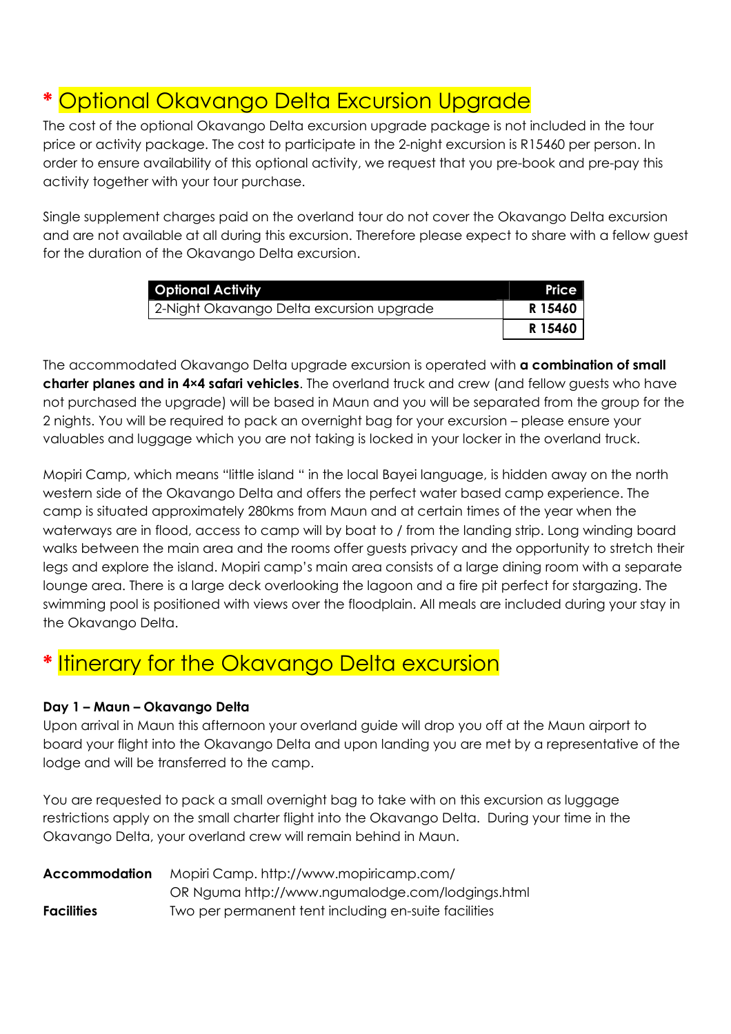# * Optional Okavango Delta Excursion Upgrade

The cost of the optional Okavango Delta excursion upgrade package is not included in the tour price or activity package. The cost to participate in the 2-night excursion is R15460 per person. In order to ensure availability of this optional activity, we request that you pre-book and pre-pay this activity together with your tour purchase.

Single supplement charges paid on the overland tour do not cover the Okavango Delta excursion and are not available at all during this excursion. Therefore please expect to share with a fellow guest for the duration of the Okavango Delta excursion.

| Optional Activity | Price |
|---|---|
| 2-Night Okavango Delta excursion upgrade | **R 15460** |
| | **R 15460** |

The accommodated Okavango Delta upgrade excursion is operated with **a combination of small charter planes and in 4×4 safari vehicles**. The overland truck and crew (and fellow guests who have not purchased the upgrade) will be based in Maun and you will be separated from the group for the 2 nights. You will be required to pack an overnight bag for your excursion – please ensure your valuables and luggage which you are not taking is locked in your locker in the overland truck.

Mopiri Camp, which means "little island " in the local Bayei language, is hidden away on the north western side of the Okavango Delta and offers the perfect water based camp experience. The camp is situated approximately 280kms from Maun and at certain times of the year when the waterways are in flood, access to camp will by boat to / from the landing strip. Long winding board walks between the main area and the rooms offer guests privacy and the opportunity to stretch their legs and explore the island. Mopiri camp's main area consists of a large dining room with a separate lounge area. There is a large deck overlooking the lagoon and a fire pit perfect for stargazing. The swimming pool is positioned with views over the floodplain. All meals are included during your stay in the Okavango Delta.

# * Itinerary for the Okavango Delta excursion

**Day 1 – Maun – Okavango Delta**

Upon arrival in Maun this afternoon your overland guide will drop you off at the Maun airport to board your flight into the Okavango Delta and upon landing you are met by a representative of the lodge and will be transferred to the camp.

You are requested to pack a small overnight bag to take with on this excursion as luggage restrictions apply on the small charter flight into the Okavango Delta. During your time in the Okavango Delta, your overland crew will remain behind in Maun.

**Accommodation** Mopiri Camp. http://www.mopiricamp.com/
OR Nguma http://www.ngumalodge.com/lodgings.html

**Facilities** Two per permanent tent including en-suite facilities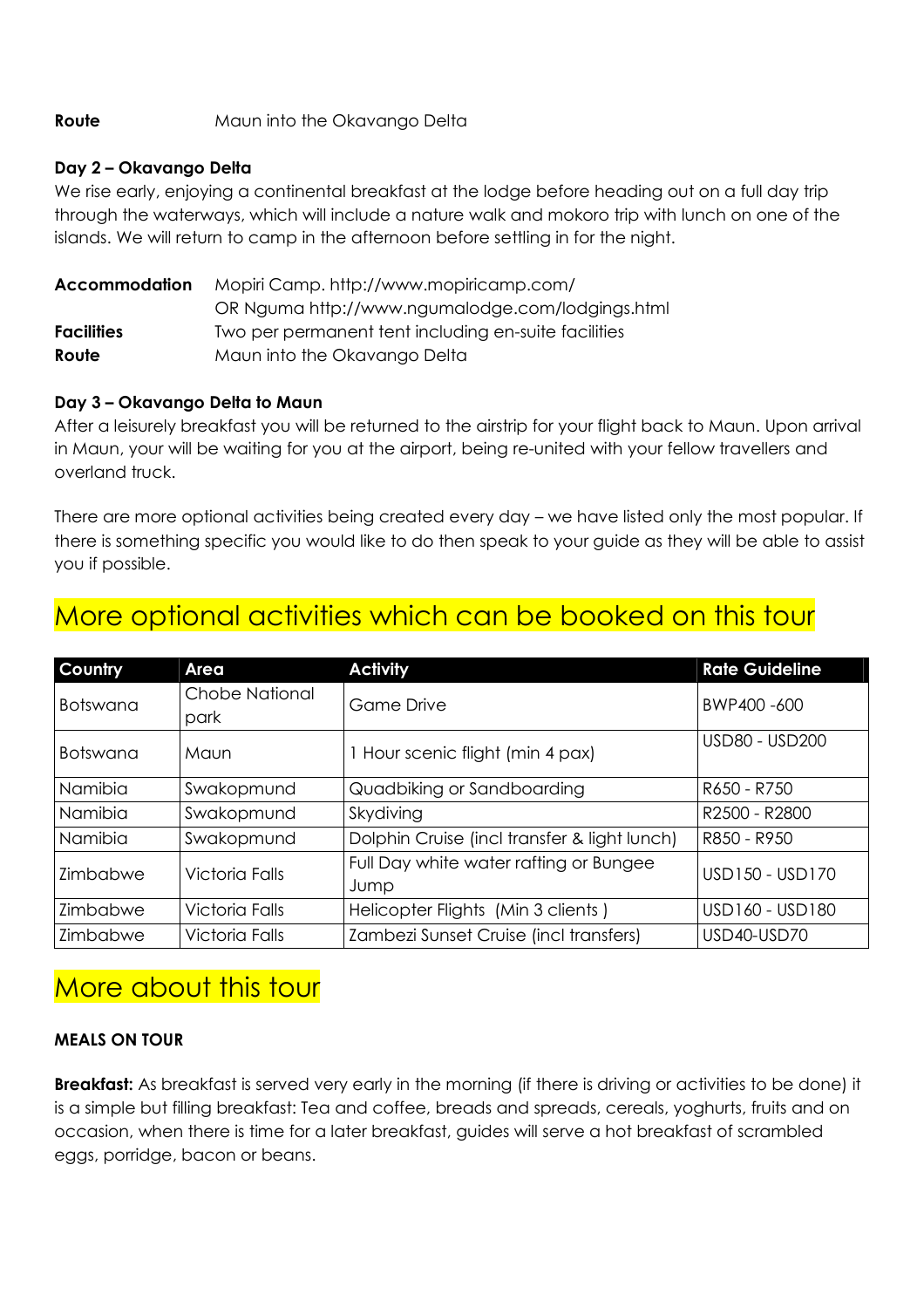**Route** Maun into the Okavango Delta

**Day 2 – Okavango Delta**

We rise early, enjoying a continental breakfast at the lodge before heading out on a full day trip through the waterways, which will include a nature walk and mokoro trip with lunch on one of the islands. We will return to camp in the afternoon before settling in for the night.

**Accommodation** Mopiri Camp. http://www.mopiricamp.com/
OR Nguma http://www.ngumalodge.com/lodgings.html
**Facilities** Two per permanent tent including en-suite facilities
**Route** Maun into the Okavango Delta

**Day 3 – Okavango Delta to Maun**

After a leisurely breakfast you will be returned to the airstrip for your flight back to Maun. Upon arrival in Maun, your will be waiting for you at the airport, being re-united with your fellow travellers and overland truck.

There are more optional activities being created every day – we have listed only the most popular. If there is something specific you would like to do then speak to your guide as they will be able to assist you if possible.

## More optional activities which can be booked on this tour

| Country | Area | Activity | Rate Guideline |
|---|---|---|---|
| Botswana | Chobe National park | Game Drive | BWP400 -600 |
| Botswana | Maun | 1 Hour scenic flight (min 4 pax) | USD80 - USD200 |
| Namibia | Swakopmund | Quadbiking or Sandboarding | R650 - R750 |
| Namibia | Swakopmund | Skydiving | R2500 - R2800 |
| Namibia | Swakopmund | Dolphin Cruise (incl transfer & light lunch) | R850 - R950 |
| Zimbabwe | Victoria Falls | Full Day white water rafting or Bungee Jump | USD150 - USD170 |
| Zimbabwe | Victoria Falls | Helicopter Flights (Min 3 clients ) | USD160 - USD180 |
| Zimbabwe | Victoria Falls | Zambezi Sunset Cruise (incl transfers) | USD40-USD70 |

## More about this tour

**MEALS ON TOUR**

**Breakfast:** As breakfast is served very early in the morning (if there is driving or activities to be done) it is a simple but filling breakfast: Tea and coffee, breads and spreads, cereals, yoghurts, fruits and on occasion, when there is time for a later breakfast, guides will serve a hot breakfast of scrambled eggs, porridge, bacon or beans.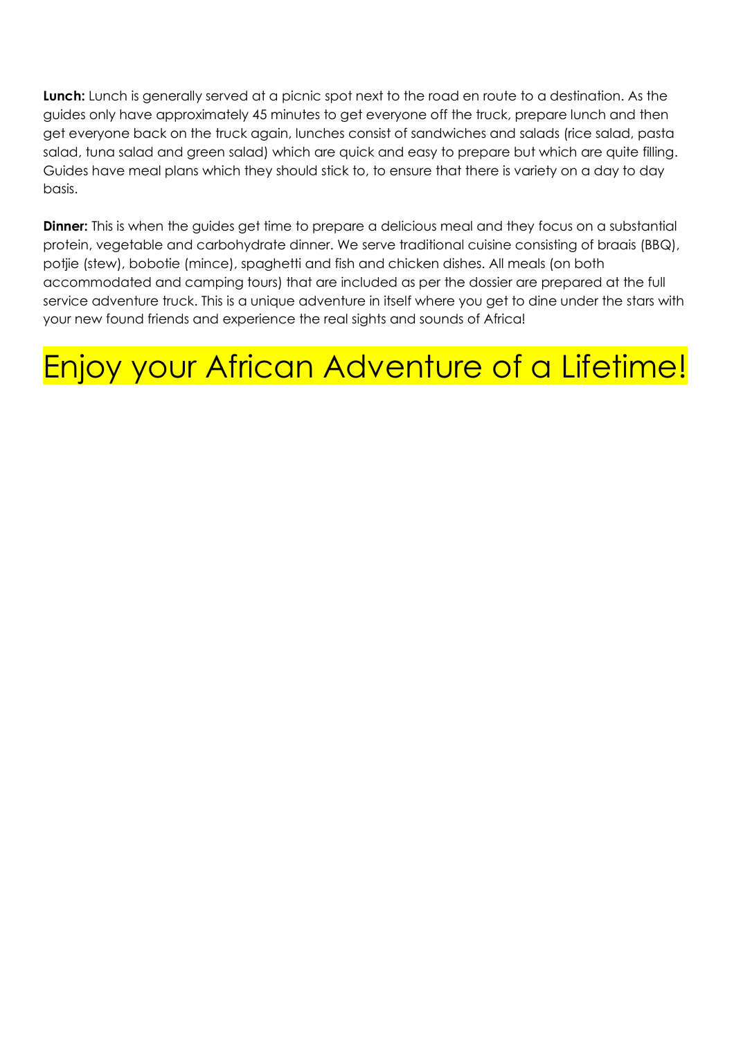**Lunch:** Lunch is generally served at a picnic spot next to the road en route to a destination. As the guides only have approximately 45 minutes to get everyone off the truck, prepare lunch and then get everyone back on the truck again, lunches consist of sandwiches and salads (rice salad, pasta salad, tuna salad and green salad) which are quick and easy to prepare but which are quite filling. Guides have meal plans which they should stick to, to ensure that there is variety on a day to day basis.

**Dinner:** This is when the guides get time to prepare a delicious meal and they focus on a substantial protein, vegetable and carbohydrate dinner. We serve traditional cuisine consisting of braais (BBQ), potjie (stew), bobotie (mince), spaghetti and fish and chicken dishes. All meals (on both accommodated and camping tours) that are included as per the dossier are prepared at the full service adventure truck. This is a unique adventure in itself where you get to dine under the stars with your new found friends and experience the real sights and sounds of Africa!

# Enjoy your African Adventure of a Lifetime!